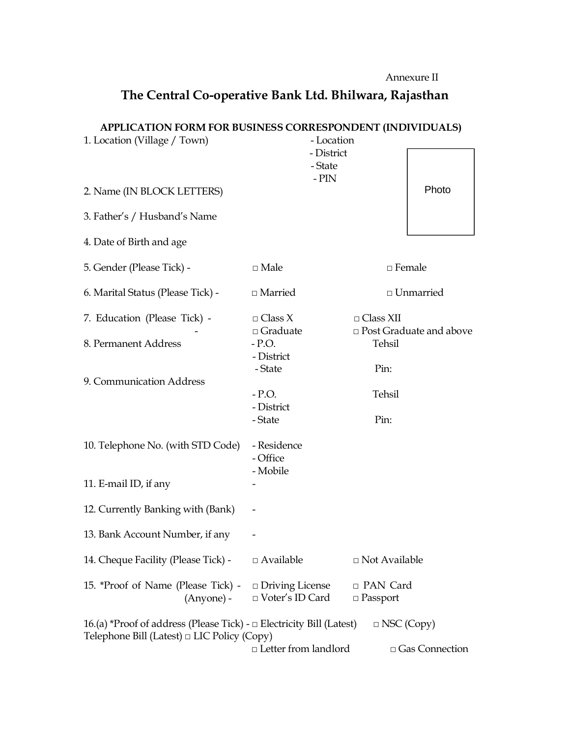Annexure II

# The Central Co-operative Bank Ltd. Bhilwara, Rajasthan

## APPLICATION FORM FOR BUSINESS CORRESPONDENT (INDIVIDUALS)

1. Location (Village / Town) - Location
   - District
   - State
   - PIN

Photo

2. Name (IN BLOCK LETTERS)

3. Father's / Husband's Name

4. Date of Birth and age

5. Gender (Please Tick) - □ Male □ Female

6. Marital Status (Please Tick) - □ Married □ Unmarried

7. Education (Please Tick) - □ Class X □ Class XII
   - □ Graduate □ Post Graduate and above

8. Permanent Address - P.O. Tehsil
   - District
   - State Pin:

9. Communication Address
   - P.O. Tehsil
   - District
   - State Pin:

10. Telephone No. (with STD Code) - Residence
    - Office
    - Mobile

11. E-mail ID, if any -

12. Currently Banking with (Bank) -

13. Bank Account Number, if any -

14. Cheque Facility (Please Tick) - □ Available □ Not Available

15. *Proof of Name (Please Tick) - □ Driving License □ PAN Card
    (Anyone) - □ Voter's ID Card □ Passport

16.(a) *Proof of address (Please Tick) - □ Electricity Bill (Latest) □ NSC (Copy)
Telephone Bill (Latest) □ LIC Policy (Copy)
□ Letter from landlord □ Gas Connection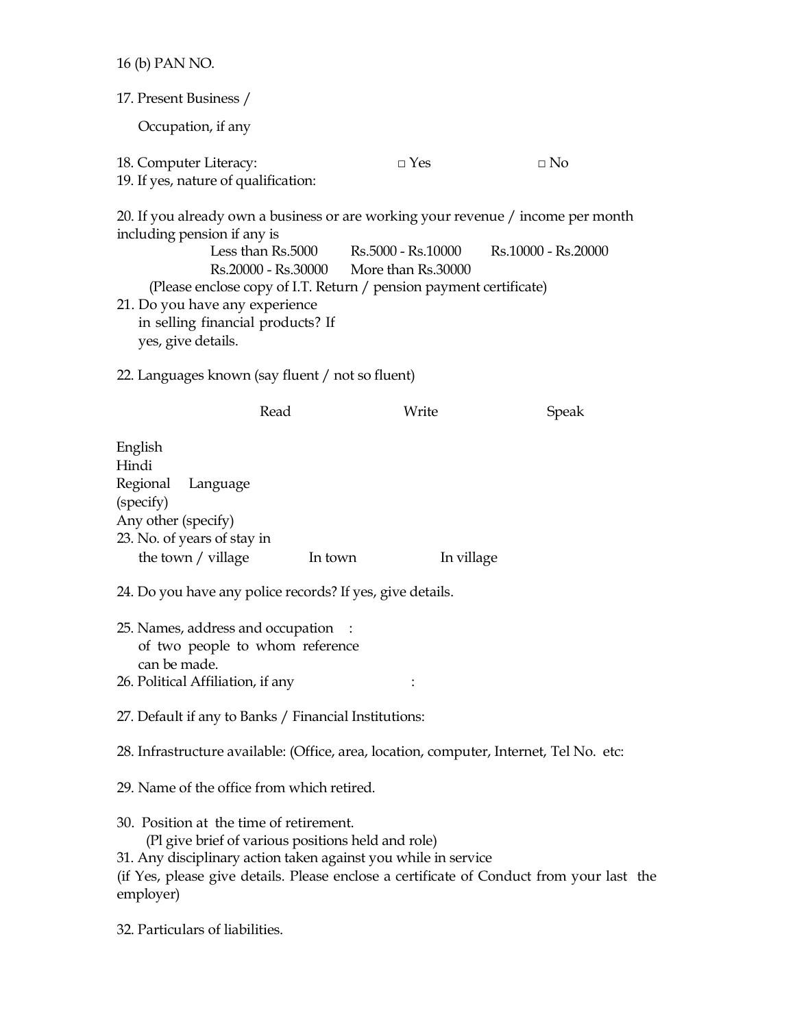16 (b) PAN NO.

17. Present Business /

Occupation, if any

18. Computer Literacy: □ Yes □ No

19. If yes, nature of qualification:

20. If you already own a business or are working your revenue / income per month including pension if any is

Less than Rs.5000 Rs.5000 - Rs.10000 Rs.10000 - Rs.20000
Rs.20000 - Rs.30000 More than Rs.30000

(Please enclose copy of I.T. Return / pension payment certificate)

21. Do you have any experience in selling financial products? If yes, give details.

22. Languages known (say fluent / not so fluent)

| | Read | Write | Speak |
|---|---|---|---|
| English | | | |
| Hindi | | | |
| Regional Language (specify) | | | |
| Any other (specify) | | | |

23. No. of years of stay in the town / village In town In village

24. Do you have any police records? If yes, give details.

25. Names, address and occupation of two people to whom reference can be made. :

26. Political Affiliation, if any :

27. Default if any to Banks / Financial Institutions:

28. Infrastructure available: (Office, area, location, computer, Internet, Tel No. etc:

29. Name of the office from which retired.

30. Position at the time of retirement.
(Pl give brief of various positions held and role)

31. Any disciplinary action taken against you while in service
(if Yes, please give details. Please enclose a certificate of Conduct from your last the employer)

32. Particulars of liabilities.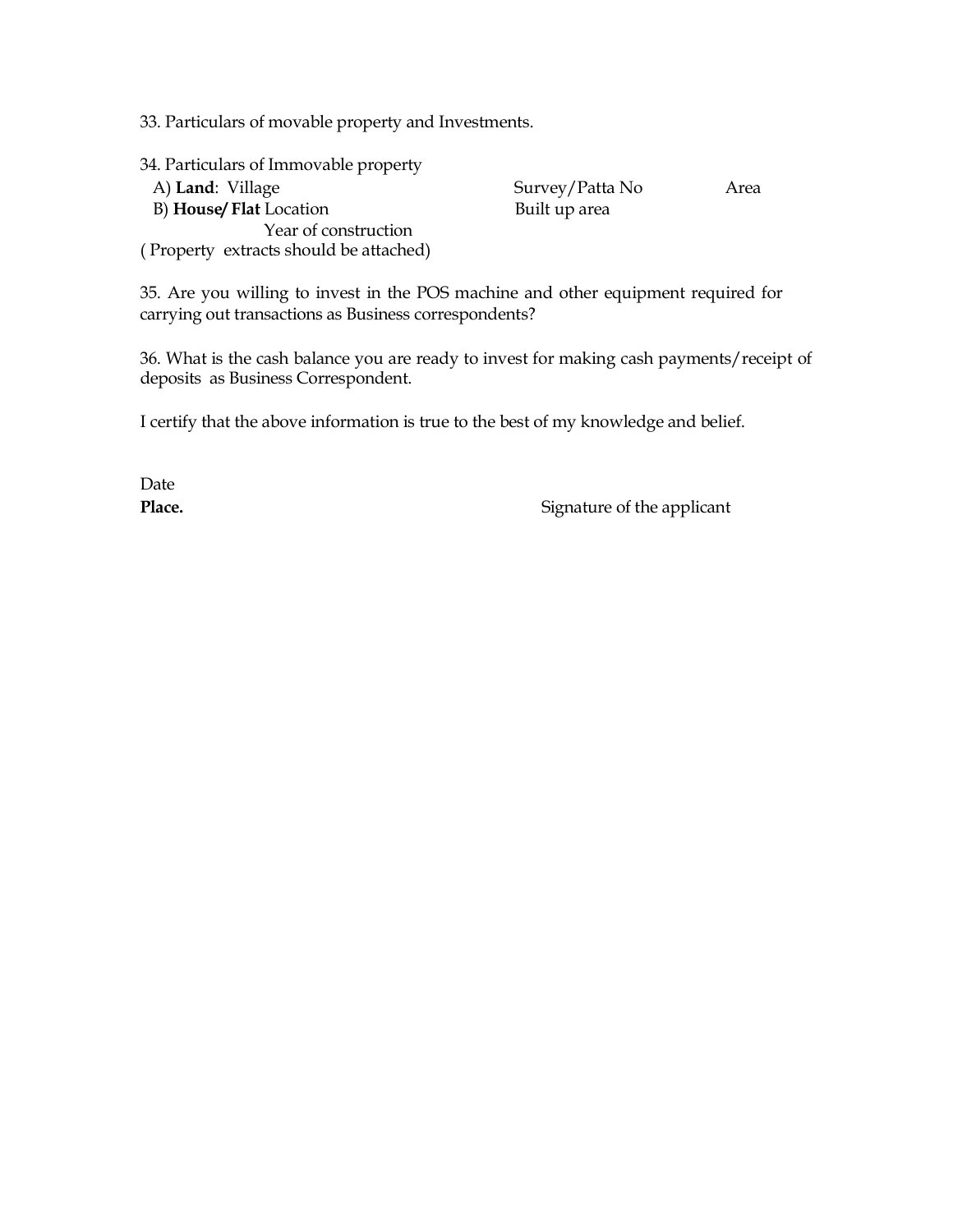33. Particulars of movable property and Investments.

34. Particulars of Immovable property

A) **Land**: Village Survey/Patta No Area

B) **House/ Flat** Location Built up area

Year of construction

( Property extracts should be attached)

35. Are you willing to invest in the POS machine and other equipment required for carrying out transactions as Business correspondents?

36. What is the cash balance you are ready to invest for making cash payments/receipt of deposits as Business Correspondent.

I certify that the above information is true to the best of my knowledge and belief.

Date

**Place.** Signature of the applicant